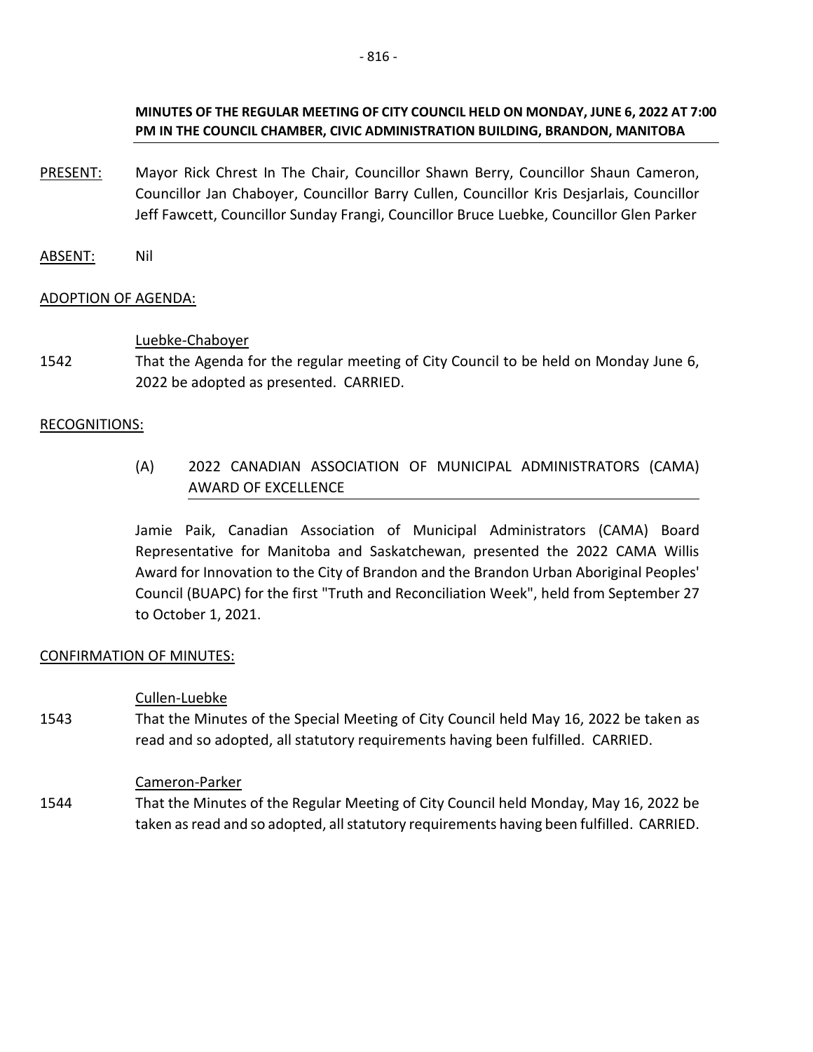**MINUTES OF THE REGULAR MEETING OF CITY COUNCIL HELD ON MONDAY, JUNE 6, 2022 AT 7:00 PM IN THE COUNCIL CHAMBER, CIVIC ADMINISTRATION BUILDING, BRANDON, MANITOBA**

PRESENT: Mayor Rick Chrest In The Chair, Councillor Shawn Berry, Councillor Shaun Cameron, Councillor Jan Chaboyer, Councillor Barry Cullen, Councillor Kris Desjarlais, Councillor Jeff Fawcett, Councillor Sunday Frangi, Councillor Bruce Luebke, Councillor Glen Parker

ABSENT: Nil

ADOPTION OF AGENDA:

Luebke-Chaboyer

1542 That the Agenda for the regular meeting of City Council to be held on Monday June 6, 2022 be adopted as presented. CARRIED.

RECOGNITIONS:

(A) 2022 CANADIAN ASSOCIATION OF MUNICIPAL ADMINISTRATORS (CAMA) AWARD OF EXCELLENCE

Jamie Paik, Canadian Association of Municipal Administrators (CAMA) Board Representative for Manitoba and Saskatchewan, presented the 2022 CAMA Willis Award for Innovation to the City of Brandon and the Brandon Urban Aboriginal Peoples' Council (BUAPC) for the first "Truth and Reconciliation Week", held from September 27 to October 1, 2021.

CONFIRMATION OF MINUTES:

Cullen-Luebke

1543 That the Minutes of the Special Meeting of City Council held May 16, 2022 be taken as read and so adopted, all statutory requirements having been fulfilled. CARRIED.

Cameron-Parker

1544 That the Minutes of the Regular Meeting of City Council held Monday, May 16, 2022 be taken as read and so adopted, all statutory requirements having been fulfilled. CARRIED.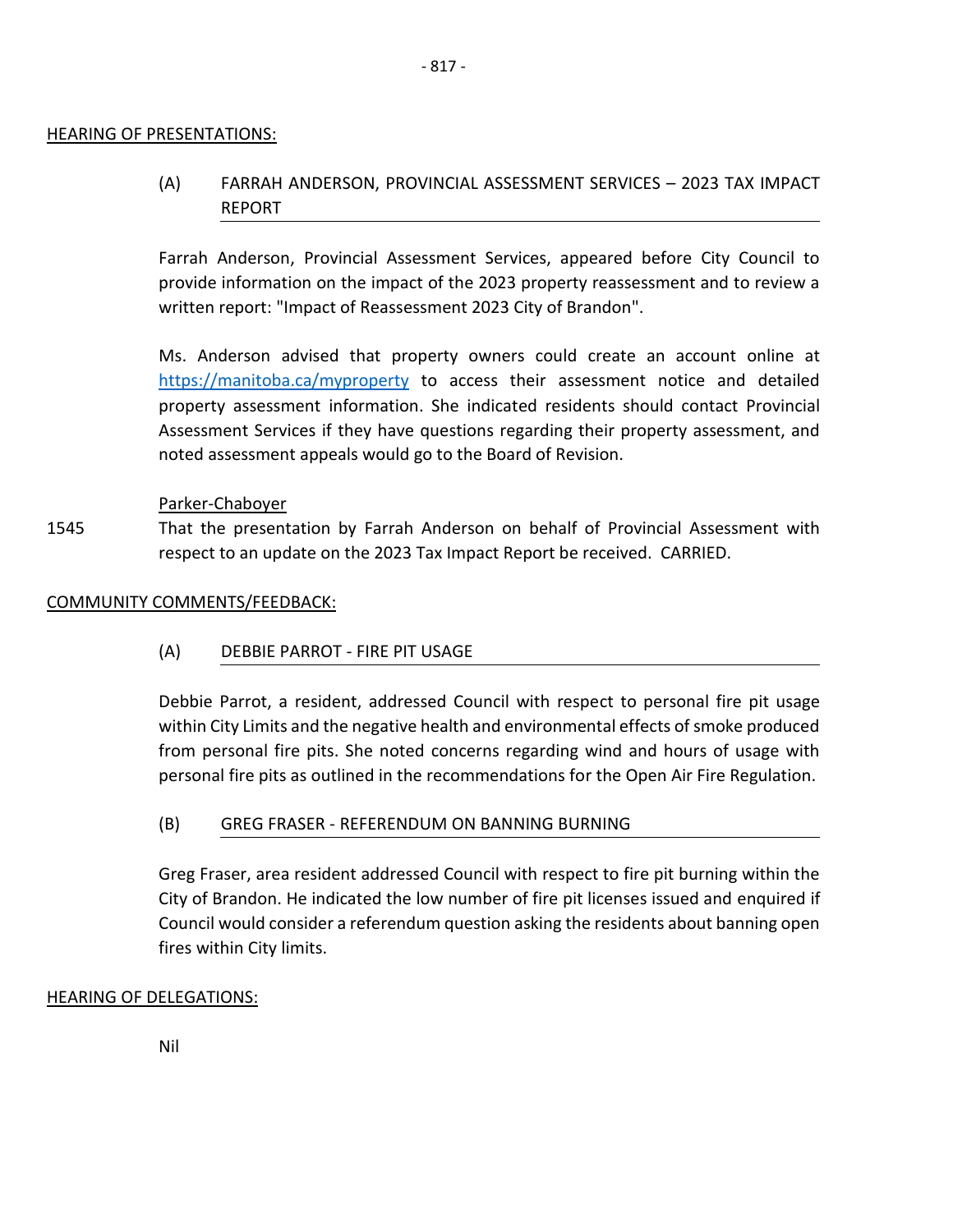## HEARING OF PRESENTATIONS:

### (A) FARRAH ANDERSON, PROVINCIAL ASSESSMENT SERVICES – 2023 TAX IMPACT REPORT

Farrah Anderson, Provincial Assessment Services, appeared before City Council to provide information on the impact of the 2023 property reassessment and to review a written report: "Impact of Reassessment 2023 City of Brandon".

Ms. Anderson advised that property owners could create an account online at https://manitoba.ca/myproperty to access their assessment notice and detailed property assessment information. She indicated residents should contact Provincial Assessment Services if they have questions regarding their property assessment, and noted assessment appeals would go to the Board of Revision.

Parker-Chaboyer

1545 That the presentation by Farrah Anderson on behalf of Provincial Assessment with respect to an update on the 2023 Tax Impact Report be received. CARRIED.

## COMMUNITY COMMENTS/FEEDBACK:

### (A) DEBBIE PARROT - FIRE PIT USAGE

Debbie Parrot, a resident, addressed Council with respect to personal fire pit usage within City Limits and the negative health and environmental effects of smoke produced from personal fire pits. She noted concerns regarding wind and hours of usage with personal fire pits as outlined in the recommendations for the Open Air Fire Regulation.

### (B) GREG FRASER - REFERENDUM ON BANNING BURNING

Greg Fraser, area resident addressed Council with respect to fire pit burning within the City of Brandon. He indicated the low number of fire pit licenses issued and enquired if Council would consider a referendum question asking the residents about banning open fires within City limits.

## HEARING OF DELEGATIONS:

Nil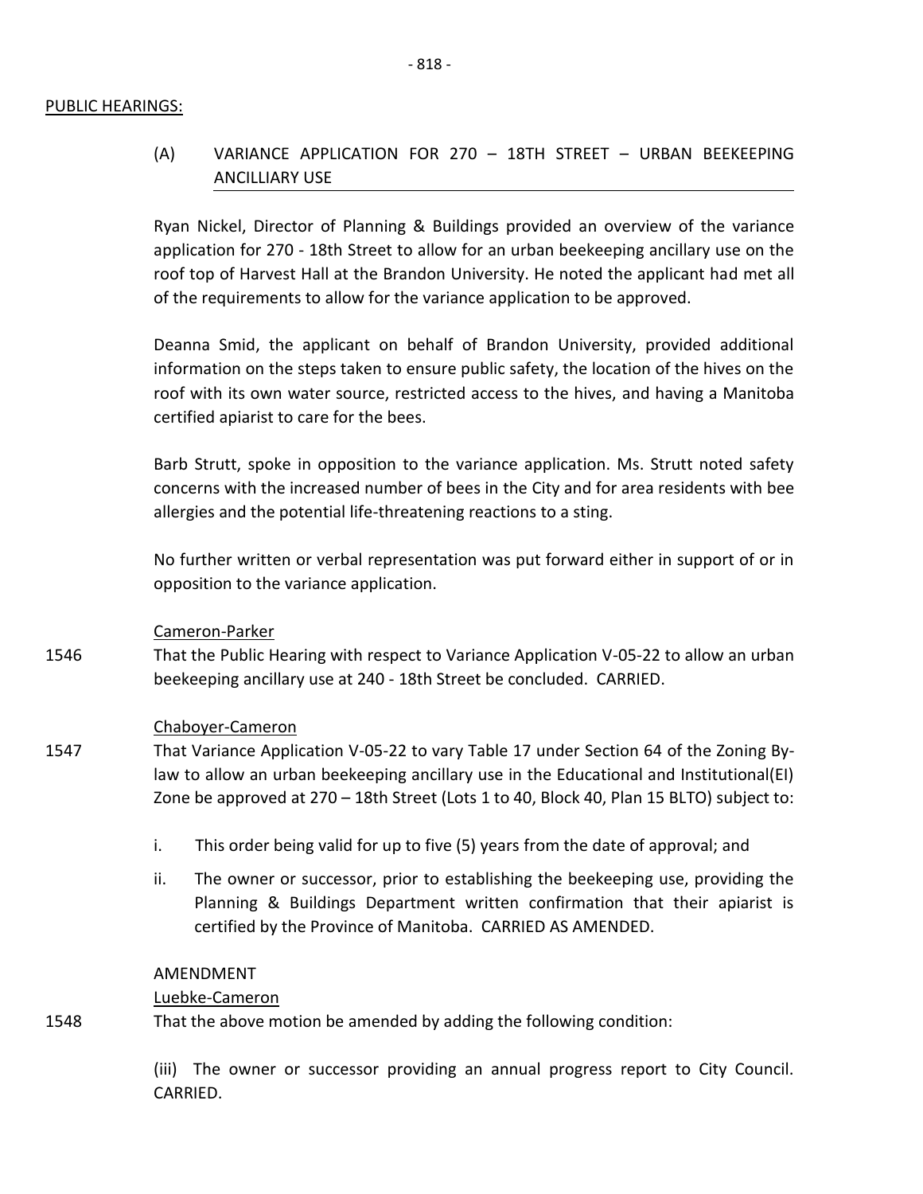PUBLIC HEARINGS:

(A) VARIANCE APPLICATION FOR 270 – 18TH STREET – URBAN BEEKEEPING ANCILLIARY USE

Ryan Nickel, Director of Planning & Buildings provided an overview of the variance application for 270 - 18th Street to allow for an urban beekeeping ancillary use on the roof top of Harvest Hall at the Brandon University. He noted the applicant had met all of the requirements to allow for the variance application to be approved.

Deanna Smid, the applicant on behalf of Brandon University, provided additional information on the steps taken to ensure public safety, the location of the hives on the roof with its own water source, restricted access to the hives, and having a Manitoba certified apiarist to care for the bees.

Barb Strutt, spoke in opposition to the variance application. Ms. Strutt noted safety concerns with the increased number of bees in the City and for area residents with bee allergies and the potential life-threatening reactions to a sting.

No further written or verbal representation was put forward either in support of or in opposition to the variance application.

Cameron-Parker

1546 That the Public Hearing with respect to Variance Application V-05-22 to allow an urban beekeeping ancillary use at 240 - 18th Street be concluded. CARRIED.

Chaboyer-Cameron

1547 That Variance Application V-05-22 to vary Table 17 under Section 64 of the Zoning By-law to allow an urban beekeeping ancillary use in the Educational and Institutional(EI) Zone be approved at 270 – 18th Street (Lots 1 to 40, Block 40, Plan 15 BLTO) subject to:

i. This order being valid for up to five (5) years from the date of approval; and

ii. The owner or successor, prior to establishing the beekeeping use, providing the Planning & Buildings Department written confirmation that their apiarist is certified by the Province of Manitoba. CARRIED AS AMENDED.

AMENDMENT

Luebke-Cameron

1548 That the above motion be amended by adding the following condition:

(iii) The owner or successor providing an annual progress report to City Council. CARRIED.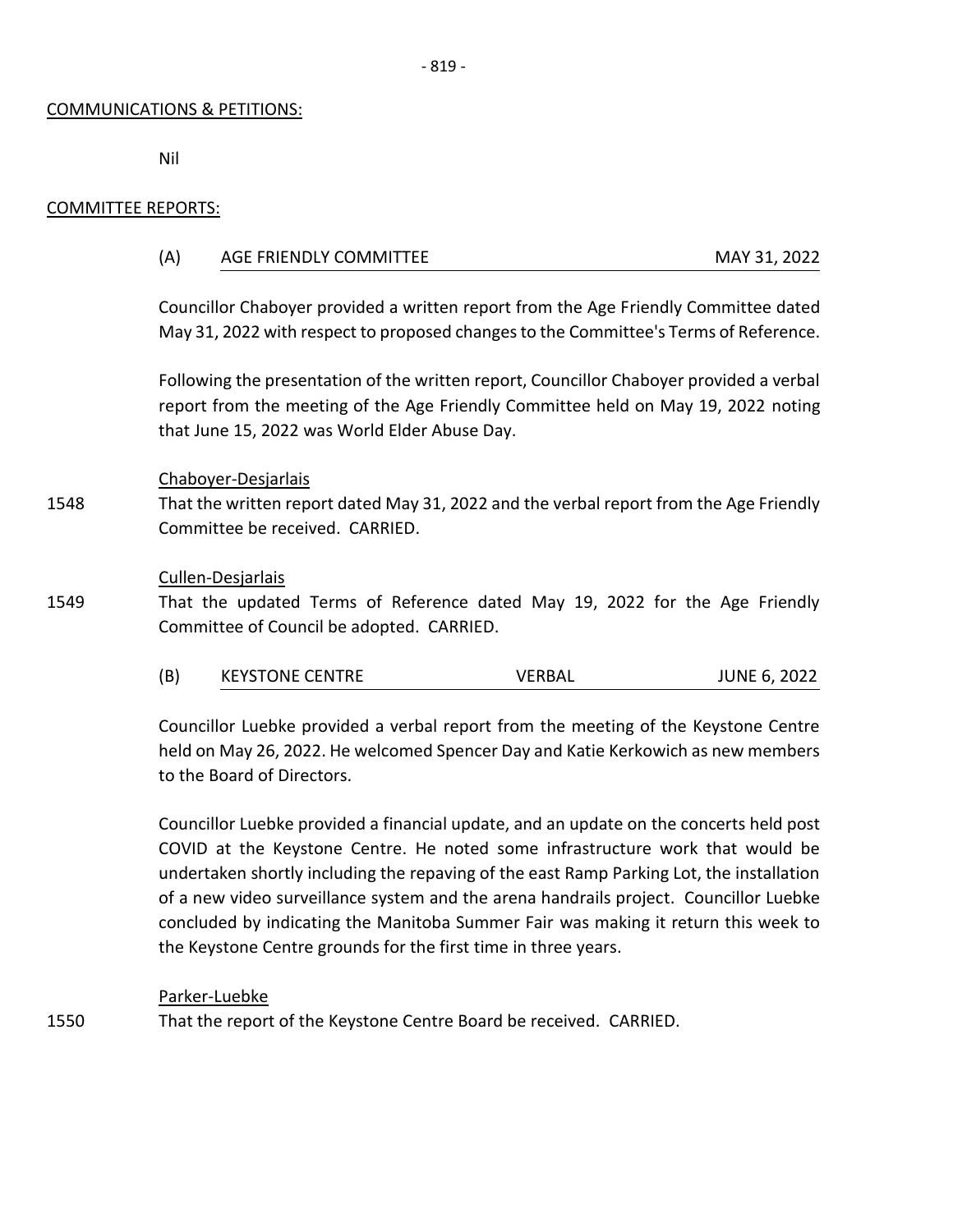COMMUNICATIONS & PETITIONS:

Nil

COMMITTEE REPORTS:

(A) AGE FRIENDLY COMMITTEE MAY 31, 2022

Councillor Chaboyer provided a written report from the Age Friendly Committee dated May 31, 2022 with respect to proposed changes to the Committee's Terms of Reference.

Following the presentation of the written report, Councillor Chaboyer provided a verbal report from the meeting of the Age Friendly Committee held on May 19, 2022 noting that June 15, 2022 was World Elder Abuse Day.

Chaboyer-Desjarlais

1548 That the written report dated May 31, 2022 and the verbal report from the Age Friendly Committee be received. CARRIED.

Cullen-Desjarlais

1549 That the updated Terms of Reference dated May 19, 2022 for the Age Friendly Committee of Council be adopted. CARRIED.

(B) KEYSTONE CENTRE VERBAL JUNE 6, 2022

Councillor Luebke provided a verbal report from the meeting of the Keystone Centre held on May 26, 2022. He welcomed Spencer Day and Katie Kerkowich as new members to the Board of Directors.

Councillor Luebke provided a financial update, and an update on the concerts held post COVID at the Keystone Centre. He noted some infrastructure work that would be undertaken shortly including the repaving of the east Ramp Parking Lot, the installation of a new video surveillance system and the arena handrails project. Councillor Luebke concluded by indicating the Manitoba Summer Fair was making it return this week to the Keystone Centre grounds for the first time in three years.

Parker-Luebke

1550 That the report of the Keystone Centre Board be received. CARRIED.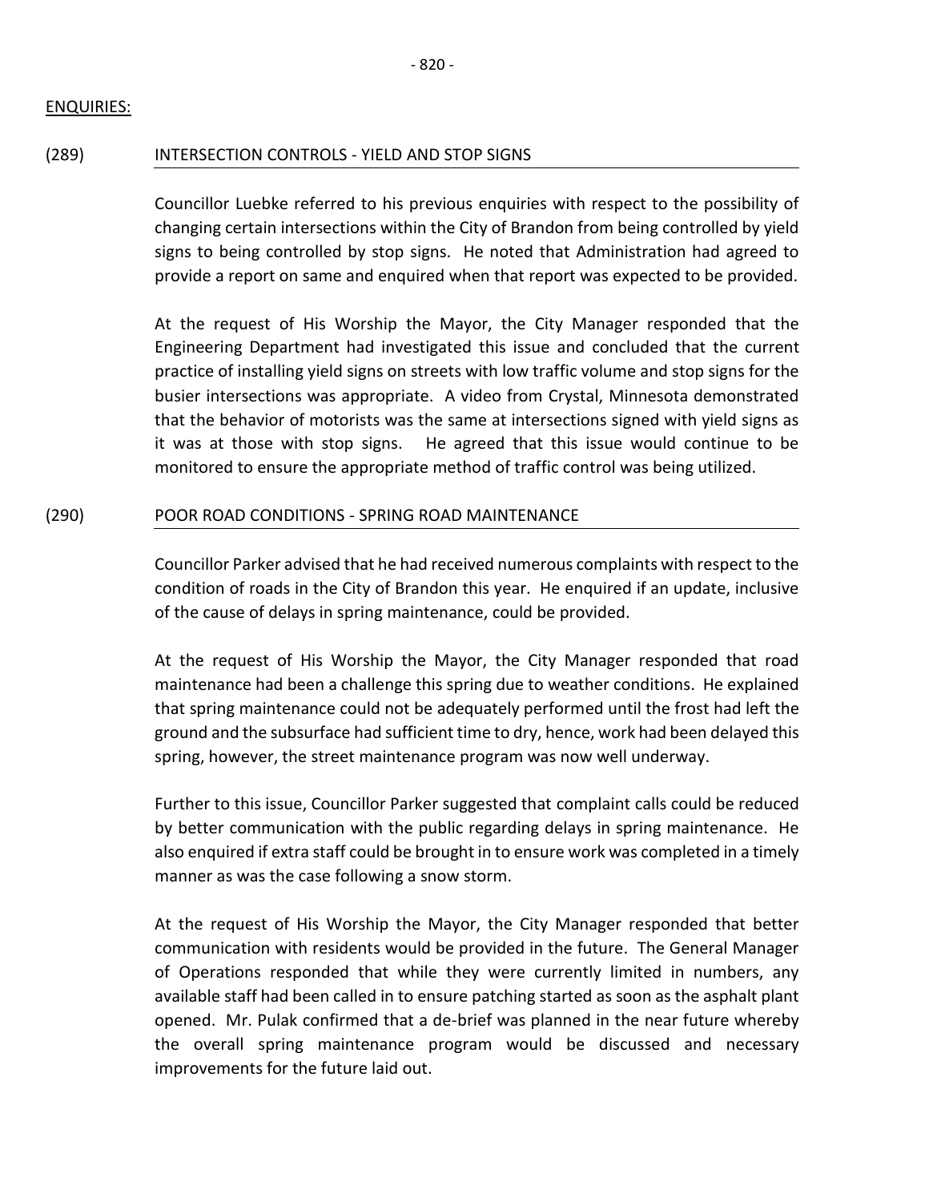## ENQUIRIES:

### (289) INTERSECTION CONTROLS - YIELD AND STOP SIGNS

Councillor Luebke referred to his previous enquiries with respect to the possibility of changing certain intersections within the City of Brandon from being controlled by yield signs to being controlled by stop signs. He noted that Administration had agreed to provide a report on same and enquired when that report was expected to be provided.

At the request of His Worship the Mayor, the City Manager responded that the Engineering Department had investigated this issue and concluded that the current practice of installing yield signs on streets with low traffic volume and stop signs for the busier intersections was appropriate. A video from Crystal, Minnesota demonstrated that the behavior of motorists was the same at intersections signed with yield signs as it was at those with stop signs. He agreed that this issue would continue to be monitored to ensure the appropriate method of traffic control was being utilized.

### (290) POOR ROAD CONDITIONS - SPRING ROAD MAINTENANCE

Councillor Parker advised that he had received numerous complaints with respect to the condition of roads in the City of Brandon this year. He enquired if an update, inclusive of the cause of delays in spring maintenance, could be provided.

At the request of His Worship the Mayor, the City Manager responded that road maintenance had been a challenge this spring due to weather conditions. He explained that spring maintenance could not be adequately performed until the frost had left the ground and the subsurface had sufficient time to dry, hence, work had been delayed this spring, however, the street maintenance program was now well underway.

Further to this issue, Councillor Parker suggested that complaint calls could be reduced by better communication with the public regarding delays in spring maintenance. He also enquired if extra staff could be brought in to ensure work was completed in a timely manner as was the case following a snow storm.

At the request of His Worship the Mayor, the City Manager responded that better communication with residents would be provided in the future. The General Manager of Operations responded that while they were currently limited in numbers, any available staff had been called in to ensure patching started as soon as the asphalt plant opened. Mr. Pulak confirmed that a de-brief was planned in the near future whereby the overall spring maintenance program would be discussed and necessary improvements for the future laid out.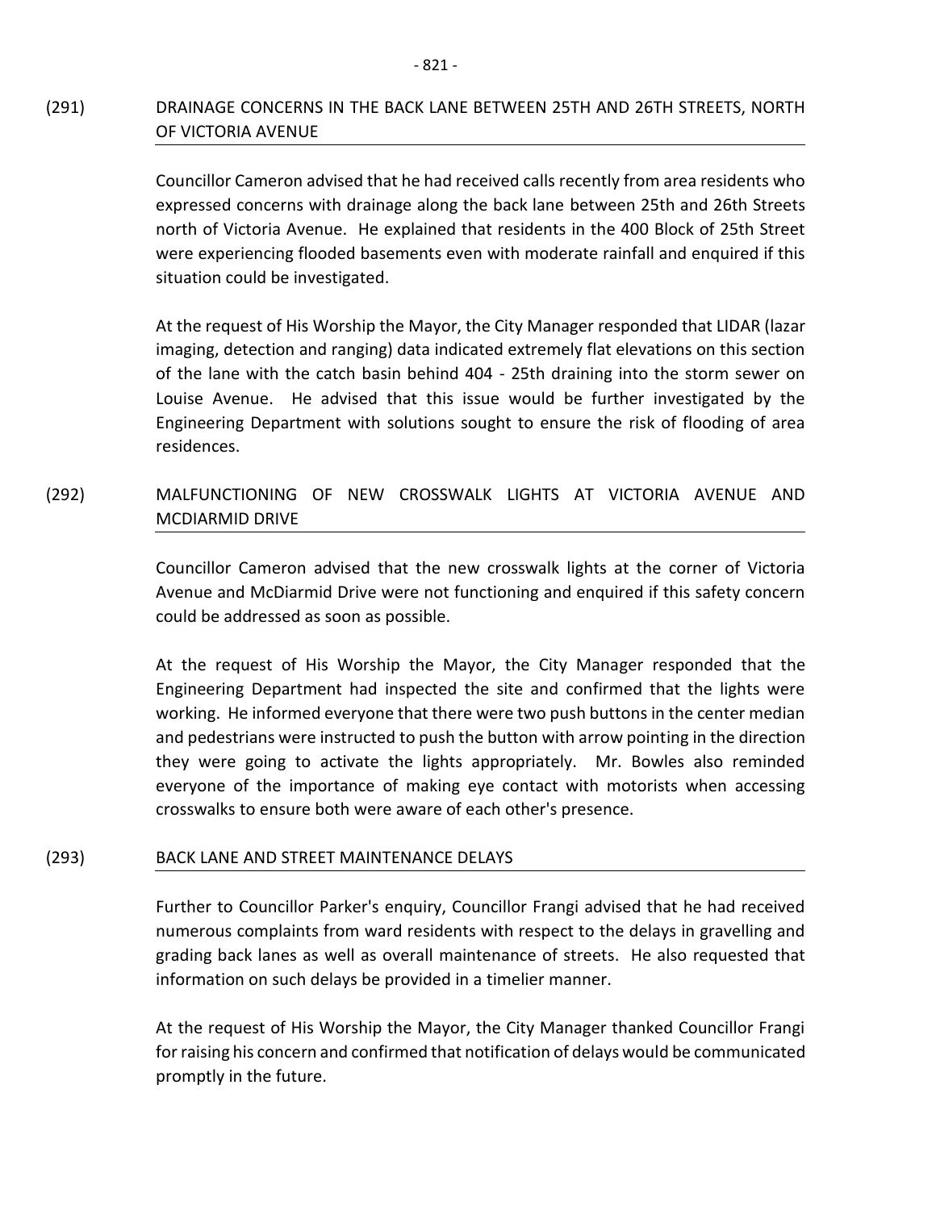(291) DRAINAGE CONCERNS IN THE BACK LANE BETWEEN 25TH AND 26TH STREETS, NORTH OF VICTORIA AVENUE

Councillor Cameron advised that he had received calls recently from area residents who expressed concerns with drainage along the back lane between 25th and 26th Streets north of Victoria Avenue. He explained that residents in the 400 Block of 25th Street were experiencing flooded basements even with moderate rainfall and enquired if this situation could be investigated.

At the request of His Worship the Mayor, the City Manager responded that LIDAR (lazar imaging, detection and ranging) data indicated extremely flat elevations on this section of the lane with the catch basin behind 404 - 25th draining into the storm sewer on Louise Avenue. He advised that this issue would be further investigated by the Engineering Department with solutions sought to ensure the risk of flooding of area residences.

(292) MALFUNCTIONING OF NEW CROSSWALK LIGHTS AT VICTORIA AVENUE AND MCDIARMID DRIVE

Councillor Cameron advised that the new crosswalk lights at the corner of Victoria Avenue and McDiarmid Drive were not functioning and enquired if this safety concern could be addressed as soon as possible.

At the request of His Worship the Mayor, the City Manager responded that the Engineering Department had inspected the site and confirmed that the lights were working. He informed everyone that there were two push buttons in the center median and pedestrians were instructed to push the button with arrow pointing in the direction they were going to activate the lights appropriately. Mr. Bowles also reminded everyone of the importance of making eye contact with motorists when accessing crosswalks to ensure both were aware of each other's presence.

(293) BACK LANE AND STREET MAINTENANCE DELAYS

Further to Councillor Parker's enquiry, Councillor Frangi advised that he had received numerous complaints from ward residents with respect to the delays in gravelling and grading back lanes as well as overall maintenance of streets. He also requested that information on such delays be provided in a timelier manner.

At the request of His Worship the Mayor, the City Manager thanked Councillor Frangi for raising his concern and confirmed that notification of delays would be communicated promptly in the future.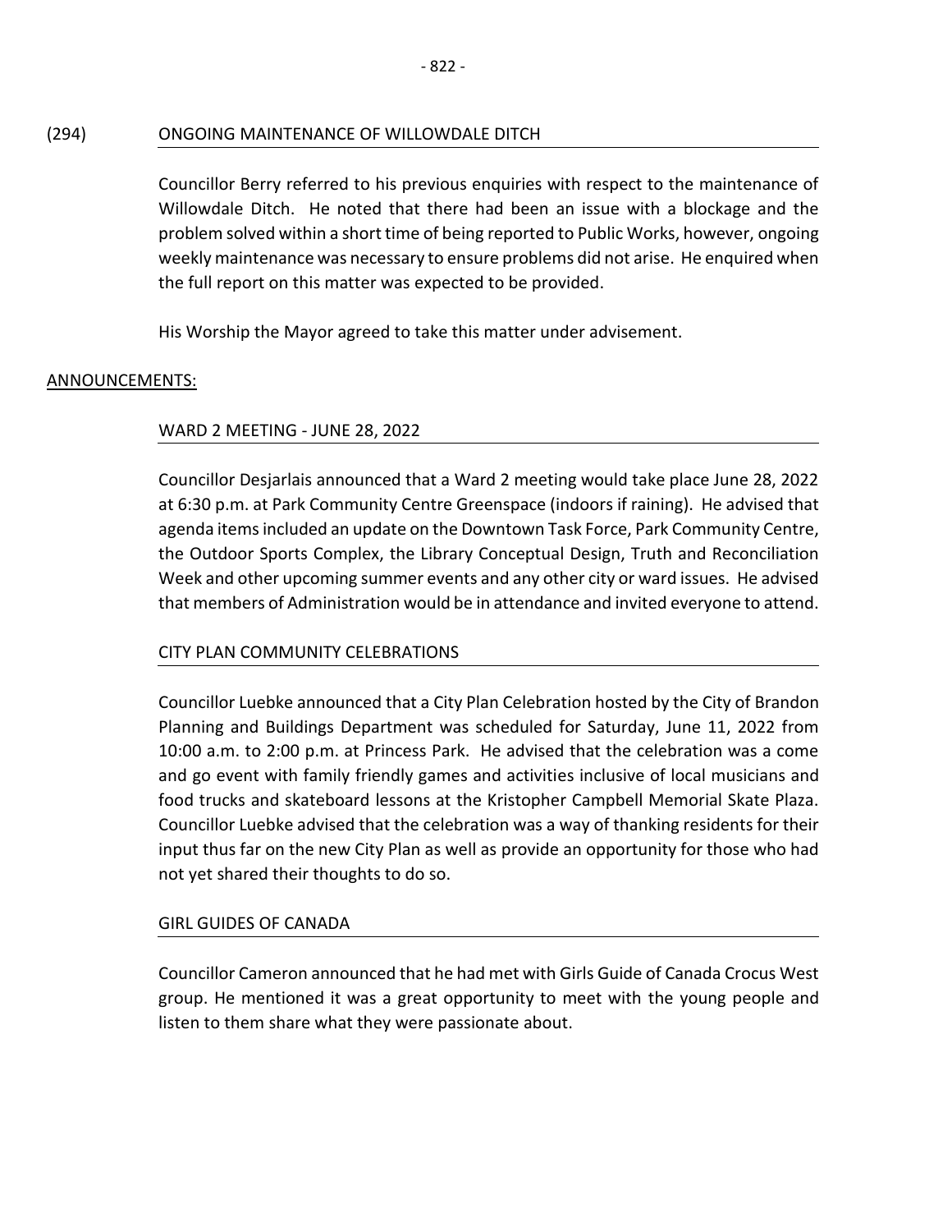## (294) ONGOING MAINTENANCE OF WILLOWDALE DITCH

Councillor Berry referred to his previous enquiries with respect to the maintenance of Willowdale Ditch. He noted that there had been an issue with a blockage and the problem solved within a short time of being reported to Public Works, however, ongoing weekly maintenance was necessary to ensure problems did not arise. He enquired when the full report on this matter was expected to be provided.

His Worship the Mayor agreed to take this matter under advisement.

## ANNOUNCEMENTS:

### WARD 2 MEETING - JUNE 28, 2022

Councillor Desjarlais announced that a Ward 2 meeting would take place June 28, 2022 at 6:30 p.m. at Park Community Centre Greenspace (indoors if raining). He advised that agenda items included an update on the Downtown Task Force, Park Community Centre, the Outdoor Sports Complex, the Library Conceptual Design, Truth and Reconciliation Week and other upcoming summer events and any other city or ward issues. He advised that members of Administration would be in attendance and invited everyone to attend.

### CITY PLAN COMMUNITY CELEBRATIONS

Councillor Luebke announced that a City Plan Celebration hosted by the City of Brandon Planning and Buildings Department was scheduled for Saturday, June 11, 2022 from 10:00 a.m. to 2:00 p.m. at Princess Park. He advised that the celebration was a come and go event with family friendly games and activities inclusive of local musicians and food trucks and skateboard lessons at the Kristopher Campbell Memorial Skate Plaza. Councillor Luebke advised that the celebration was a way of thanking residents for their input thus far on the new City Plan as well as provide an opportunity for those who had not yet shared their thoughts to do so.

### GIRL GUIDES OF CANADA

Councillor Cameron announced that he had met with Girls Guide of Canada Crocus West group. He mentioned it was a great opportunity to meet with the young people and listen to them share what they were passionate about.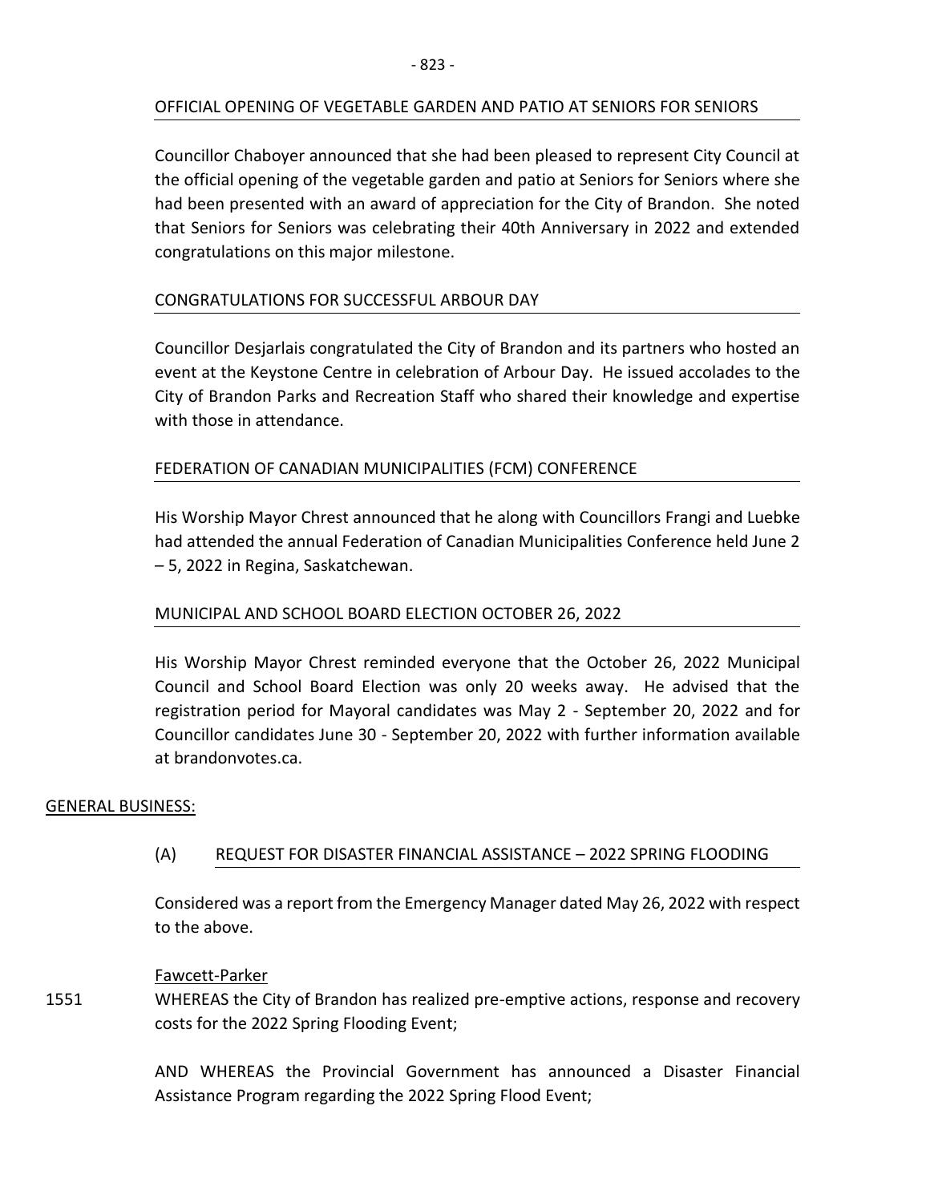OFFICIAL OPENING OF VEGETABLE GARDEN AND PATIO AT SENIORS FOR SENIORS

Councillor Chaboyer announced that she had been pleased to represent City Council at the official opening of the vegetable garden and patio at Seniors for Seniors where she had been presented with an award of appreciation for the City of Brandon. She noted that Seniors for Seniors was celebrating their 40th Anniversary in 2022 and extended congratulations on this major milestone.

CONGRATULATIONS FOR SUCCESSFUL ARBOUR DAY

Councillor Desjarlais congratulated the City of Brandon and its partners who hosted an event at the Keystone Centre in celebration of Arbour Day. He issued accolades to the City of Brandon Parks and Recreation Staff who shared their knowledge and expertise with those in attendance.

FEDERATION OF CANADIAN MUNICIPALITIES (FCM) CONFERENCE

His Worship Mayor Chrest announced that he along with Councillors Frangi and Luebke had attended the annual Federation of Canadian Municipalities Conference held June 2 – 5, 2022 in Regina, Saskatchewan.

MUNICIPAL AND SCHOOL BOARD ELECTION OCTOBER 26, 2022

His Worship Mayor Chrest reminded everyone that the October 26, 2022 Municipal Council and School Board Election was only 20 weeks away. He advised that the registration period for Mayoral candidates was May 2 - September 20, 2022 and for Councillor candidates June 30 - September 20, 2022 with further information available at brandonvotes.ca.

GENERAL BUSINESS:

(A) REQUEST FOR DISASTER FINANCIAL ASSISTANCE – 2022 SPRING FLOODING

Considered was a report from the Emergency Manager dated May 26, 2022 with respect to the above.

Fawcett-Parker

1551 WHEREAS the City of Brandon has realized pre-emptive actions, response and recovery costs for the 2022 Spring Flooding Event;

AND WHEREAS the Provincial Government has announced a Disaster Financial Assistance Program regarding the 2022 Spring Flood Event;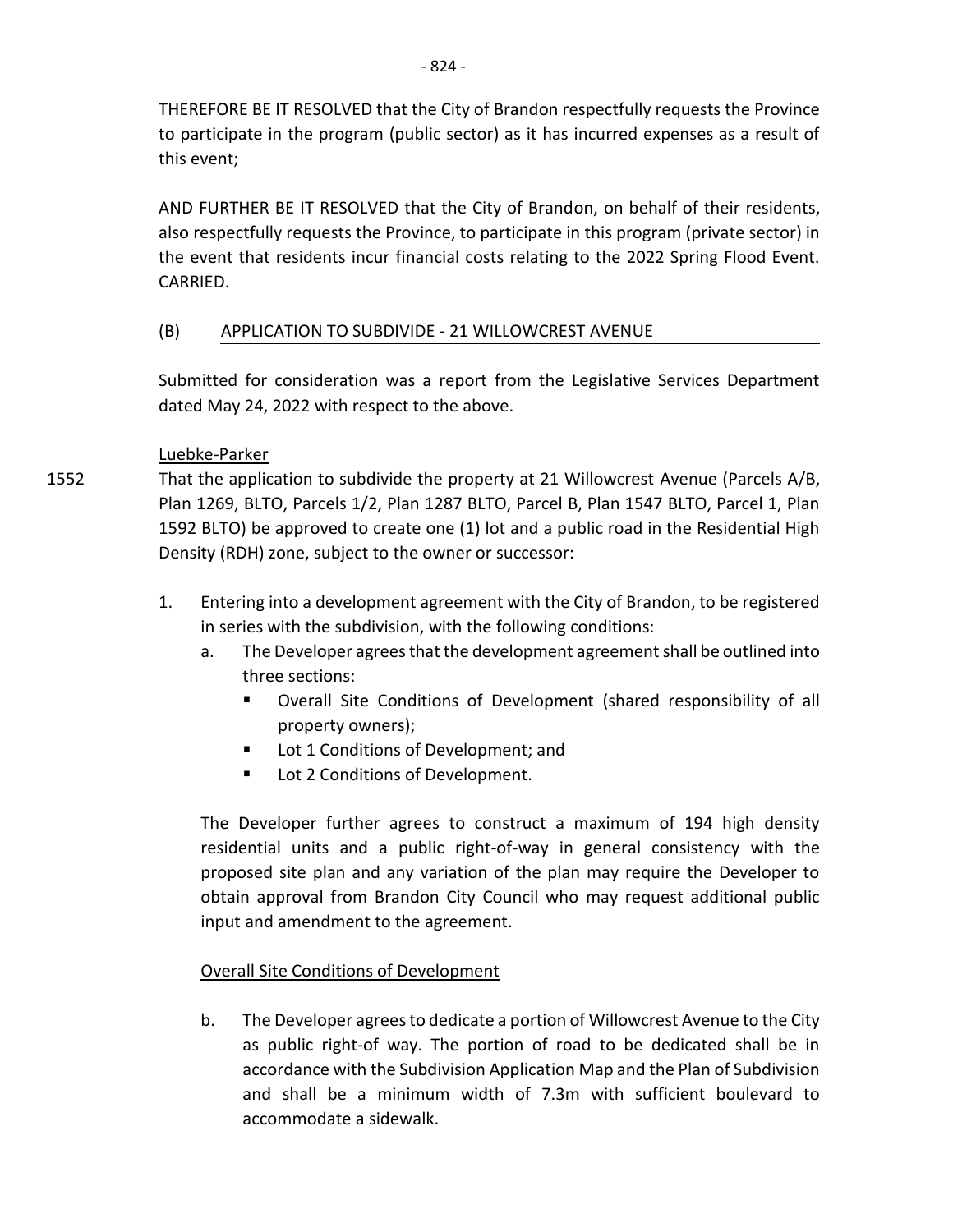THEREFORE BE IT RESOLVED that the City of Brandon respectfully requests the Province to participate in the program (public sector) as it has incurred expenses as a result of this event;

AND FURTHER BE IT RESOLVED that the City of Brandon, on behalf of their residents, also respectfully requests the Province, to participate in this program (private sector) in the event that residents incur financial costs relating to the 2022 Spring Flood Event. CARRIED.

## (B) APPLICATION TO SUBDIVIDE - 21 WILLOWCREST AVENUE

Submitted for consideration was a report from the Legislative Services Department dated May 24, 2022 with respect to the above.

Luebke-Parker

1552 That the application to subdivide the property at 21 Willowcrest Avenue (Parcels A/B, Plan 1269, BLTO, Parcels 1/2, Plan 1287 BLTO, Parcel B, Plan 1547 BLTO, Parcel 1, Plan 1592 BLTO) be approved to create one (1) lot and a public road in the Residential High Density (RDH) zone, subject to the owner or successor:

1. Entering into a development agreement with the City of Brandon, to be registered in series with the subdivision, with the following conditions:
   a. The Developer agrees that the development agreement shall be outlined into three sections:
      - Overall Site Conditions of Development (shared responsibility of all property owners);
      - Lot 1 Conditions of Development; and
      - Lot 2 Conditions of Development.

   The Developer further agrees to construct a maximum of 194 high density residential units and a public right-of-way in general consistency with the proposed site plan and any variation of the plan may require the Developer to obtain approval from Brandon City Council who may request additional public input and amendment to the agreement.

   Overall Site Conditions of Development

   b. The Developer agrees to dedicate a portion of Willowcrest Avenue to the City as public right-of way. The portion of road to be dedicated shall be in accordance with the Subdivision Application Map and the Plan of Subdivision and shall be a minimum width of 7.3m with sufficient boulevard to accommodate a sidewalk.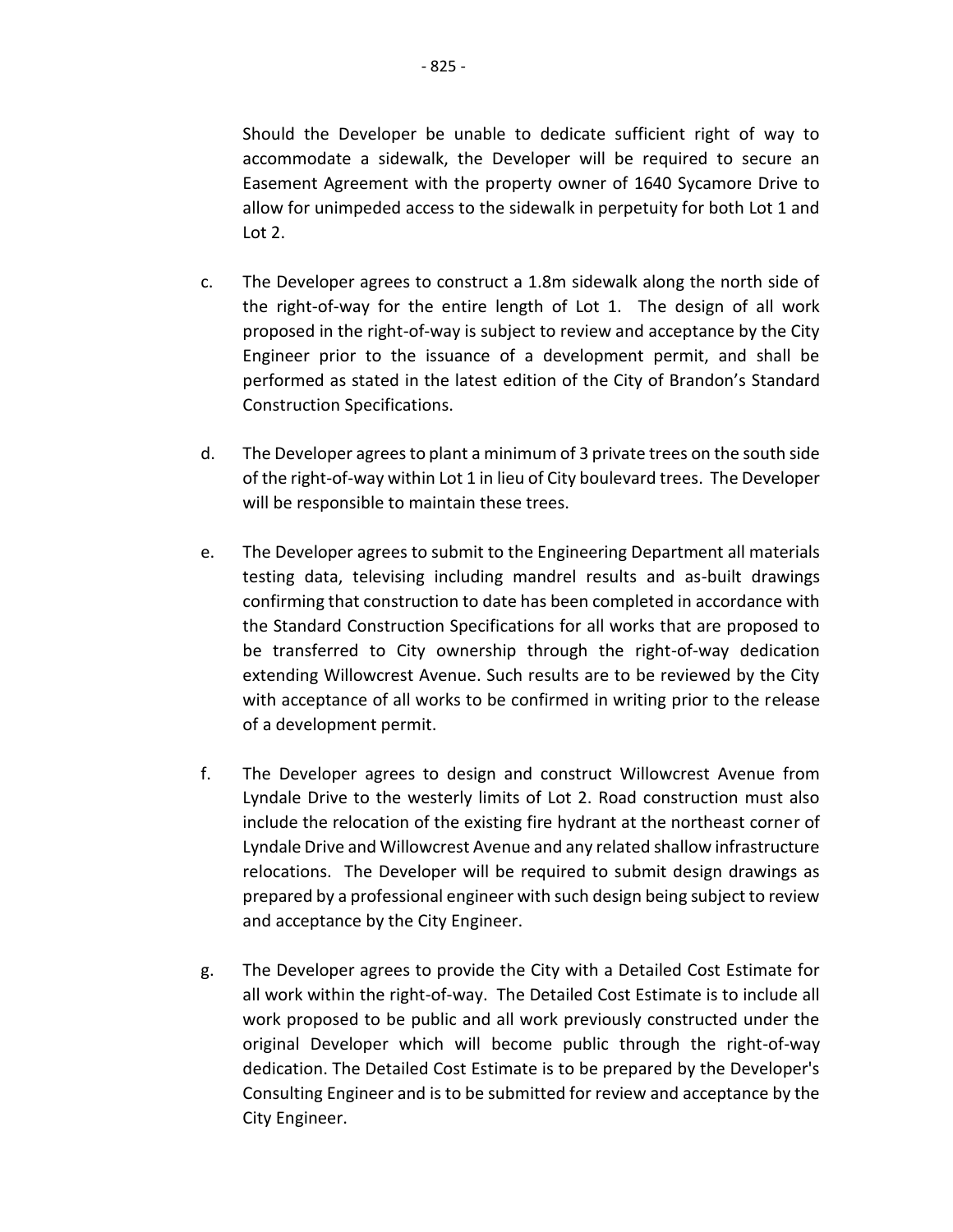Should the Developer be unable to dedicate sufficient right of way to accommodate a sidewalk, the Developer will be required to secure an Easement Agreement with the property owner of 1640 Sycamore Drive to allow for unimpeded access to the sidewalk in perpetuity for both Lot 1 and Lot 2.

c. The Developer agrees to construct a 1.8m sidewalk along the north side of the right-of-way for the entire length of Lot 1. The design of all work proposed in the right-of-way is subject to review and acceptance by the City Engineer prior to the issuance of a development permit, and shall be performed as stated in the latest edition of the City of Brandon's Standard Construction Specifications.

d. The Developer agrees to plant a minimum of 3 private trees on the south side of the right-of-way within Lot 1 in lieu of City boulevard trees. The Developer will be responsible to maintain these trees.

e. The Developer agrees to submit to the Engineering Department all materials testing data, televising including mandrel results and as-built drawings confirming that construction to date has been completed in accordance with the Standard Construction Specifications for all works that are proposed to be transferred to City ownership through the right-of-way dedication extending Willowcrest Avenue. Such results are to be reviewed by the City with acceptance of all works to be confirmed in writing prior to the release of a development permit.

f. The Developer agrees to design and construct Willowcrest Avenue from Lyndale Drive to the westerly limits of Lot 2. Road construction must also include the relocation of the existing fire hydrant at the northeast corner of Lyndale Drive and Willowcrest Avenue and any related shallow infrastructure relocations. The Developer will be required to submit design drawings as prepared by a professional engineer with such design being subject to review and acceptance by the City Engineer.

g. The Developer agrees to provide the City with a Detailed Cost Estimate for all work within the right-of-way. The Detailed Cost Estimate is to include all work proposed to be public and all work previously constructed under the original Developer which will become public through the right-of-way dedication. The Detailed Cost Estimate is to be prepared by the Developer's Consulting Engineer and is to be submitted for review and acceptance by the City Engineer.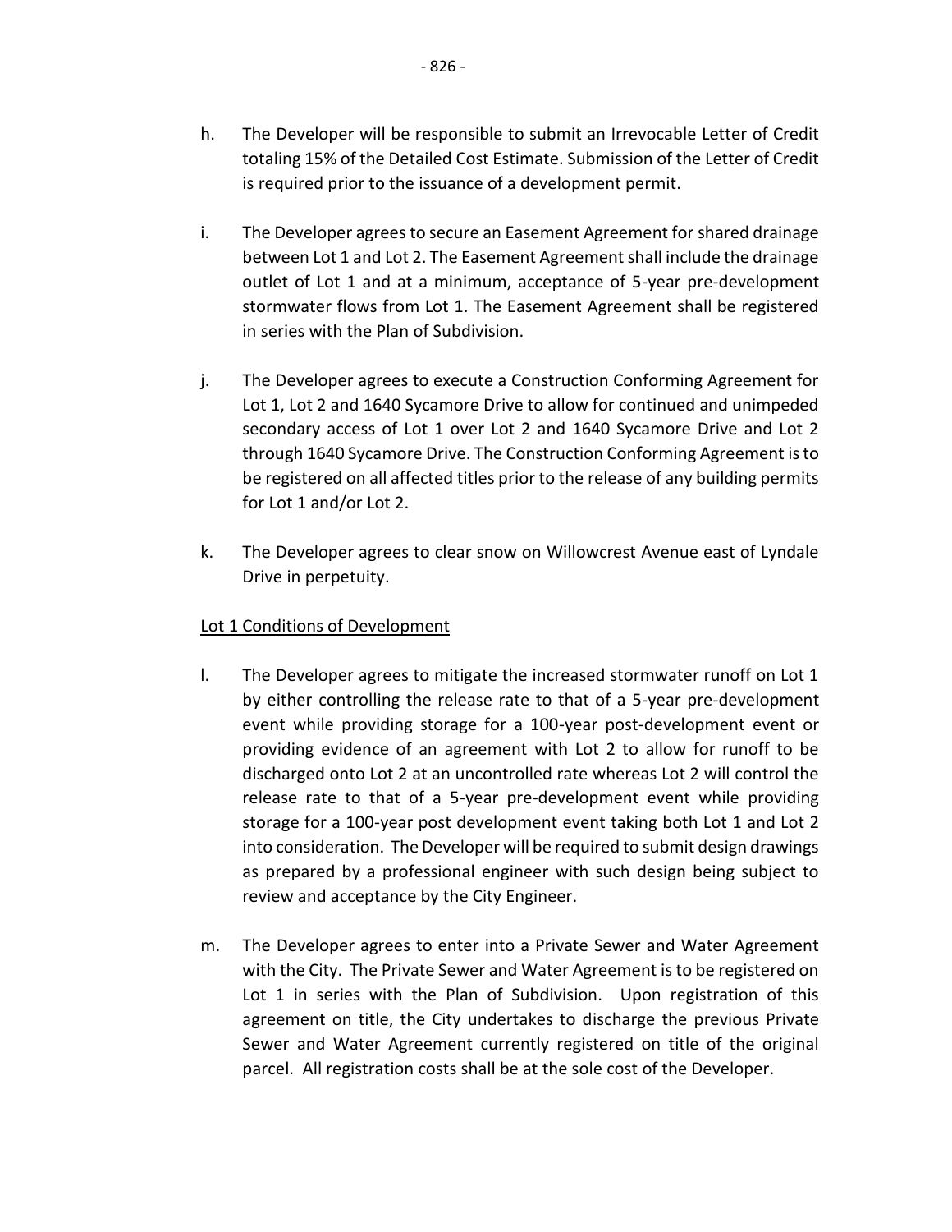h. The Developer will be responsible to submit an Irrevocable Letter of Credit totaling 15% of the Detailed Cost Estimate. Submission of the Letter of Credit is required prior to the issuance of a development permit.

i. The Developer agrees to secure an Easement Agreement for shared drainage between Lot 1 and Lot 2. The Easement Agreement shall include the drainage outlet of Lot 1 and at a minimum, acceptance of 5-year pre-development stormwater flows from Lot 1. The Easement Agreement shall be registered in series with the Plan of Subdivision.

j. The Developer agrees to execute a Construction Conforming Agreement for Lot 1, Lot 2 and 1640 Sycamore Drive to allow for continued and unimpeded secondary access of Lot 1 over Lot 2 and 1640 Sycamore Drive and Lot 2 through 1640 Sycamore Drive. The Construction Conforming Agreement is to be registered on all affected titles prior to the release of any building permits for Lot 1 and/or Lot 2.

k. The Developer agrees to clear snow on Willowcrest Avenue east of Lyndale Drive in perpetuity.

<u>Lot 1 Conditions of Development</u>

l. The Developer agrees to mitigate the increased stormwater runoff on Lot 1 by either controlling the release rate to that of a 5-year pre-development event while providing storage for a 100-year post-development event or providing evidence of an agreement with Lot 2 to allow for runoff to be discharged onto Lot 2 at an uncontrolled rate whereas Lot 2 will control the release rate to that of a 5-year pre-development event while providing storage for a 100-year post development event taking both Lot 1 and Lot 2 into consideration. The Developer will be required to submit design drawings as prepared by a professional engineer with such design being subject to review and acceptance by the City Engineer.

m. The Developer agrees to enter into a Private Sewer and Water Agreement with the City. The Private Sewer and Water Agreement is to be registered on Lot 1 in series with the Plan of Subdivision. Upon registration of this agreement on title, the City undertakes to discharge the previous Private Sewer and Water Agreement currently registered on title of the original parcel. All registration costs shall be at the sole cost of the Developer.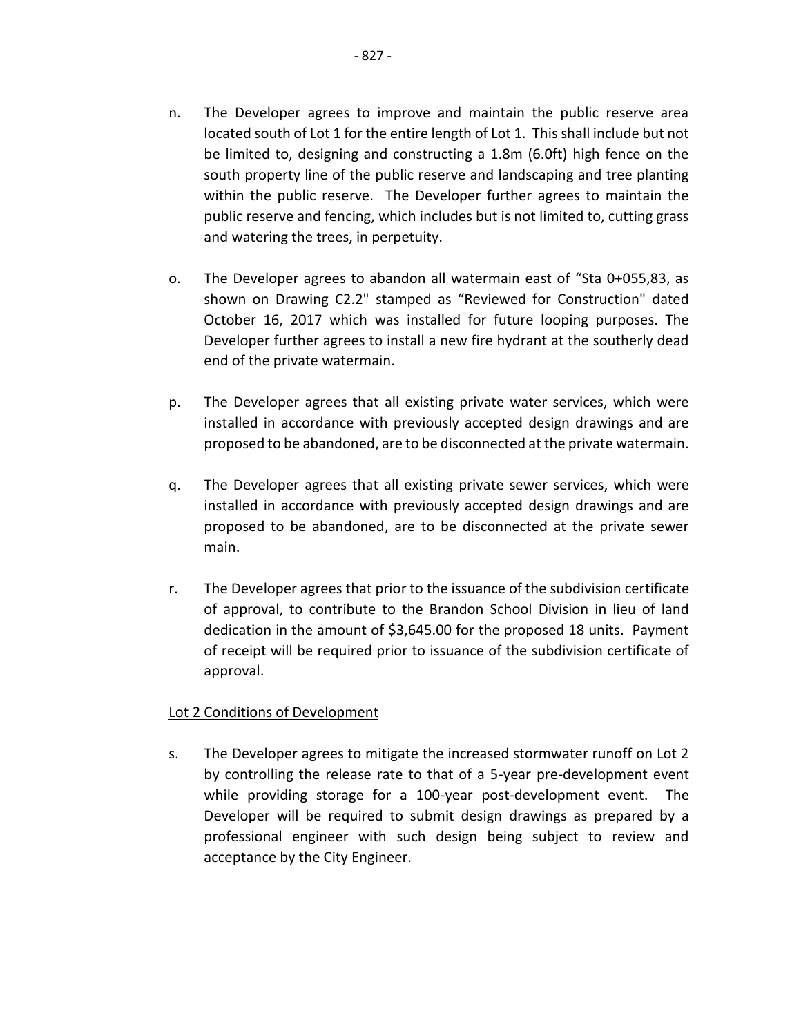n. The Developer agrees to improve and maintain the public reserve area located south of Lot 1 for the entire length of Lot 1. This shall include but not be limited to, designing and constructing a 1.8m (6.0ft) high fence on the south property line of the public reserve and landscaping and tree planting within the public reserve. The Developer further agrees to maintain the public reserve and fencing, which includes but is not limited to, cutting grass and watering the trees, in perpetuity.

o. The Developer agrees to abandon all watermain east of "Sta 0+055,83, as shown on Drawing C2.2" stamped as "Reviewed for Construction" dated October 16, 2017 which was installed for future looping purposes. The Developer further agrees to install a new fire hydrant at the southerly dead end of the private watermain.

p. The Developer agrees that all existing private water services, which were installed in accordance with previously accepted design drawings and are proposed to be abandoned, are to be disconnected at the private watermain.

q. The Developer agrees that all existing private sewer services, which were installed in accordance with previously accepted design drawings and are proposed to be abandoned, are to be disconnected at the private sewer main.

r. The Developer agrees that prior to the issuance of the subdivision certificate of approval, to contribute to the Brandon School Division in lieu of land dedication in the amount of $3,645.00 for the proposed 18 units. Payment of receipt will be required prior to issuance of the subdivision certificate of approval.

<u>Lot 2 Conditions of Development</u>

s. The Developer agrees to mitigate the increased stormwater runoff on Lot 2 by controlling the release rate to that of a 5-year pre-development event while providing storage for a 100-year post-development event. The Developer will be required to submit design drawings as prepared by a professional engineer with such design being subject to review and acceptance by the City Engineer.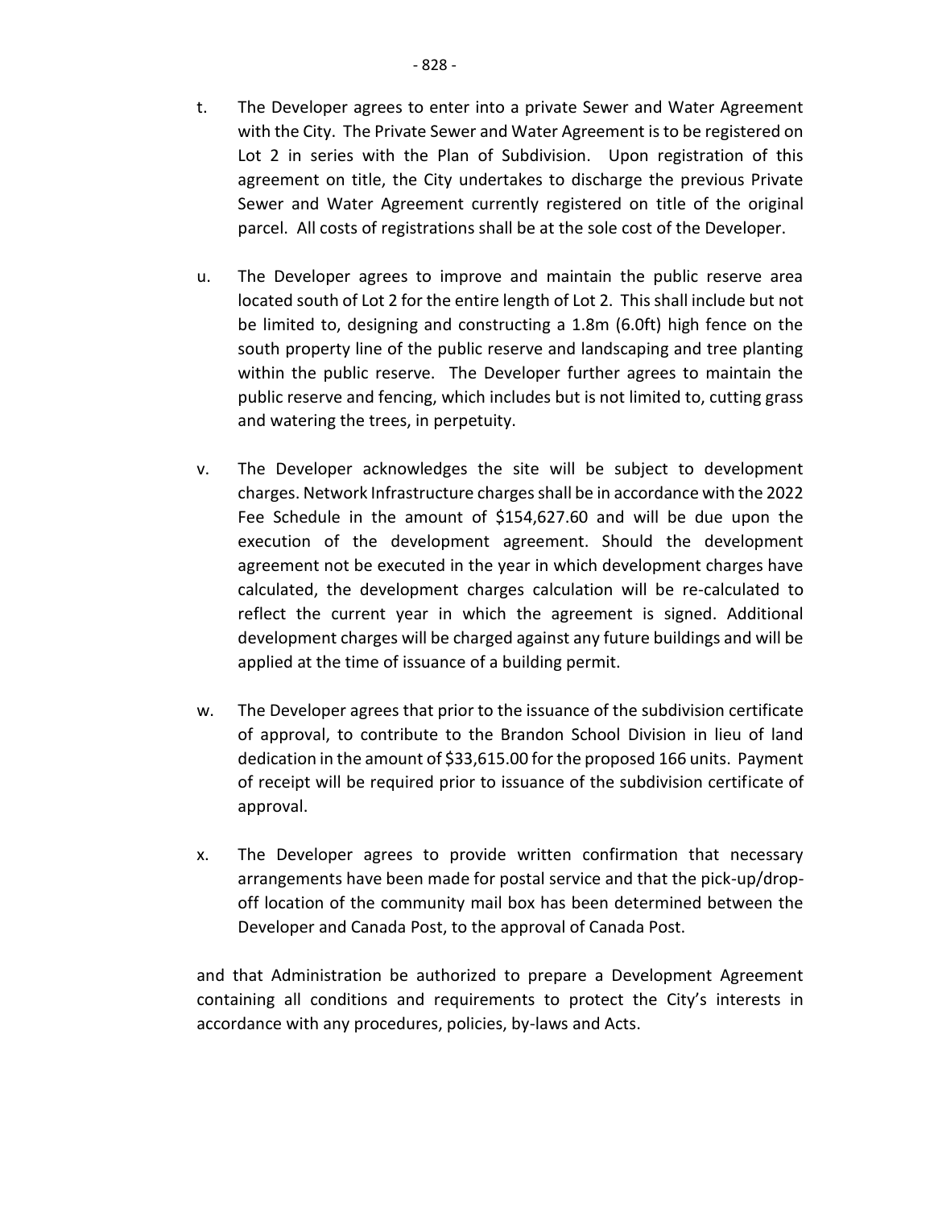t. The Developer agrees to enter into a private Sewer and Water Agreement with the City. The Private Sewer and Water Agreement is to be registered on Lot 2 in series with the Plan of Subdivision. Upon registration of this agreement on title, the City undertakes to discharge the previous Private Sewer and Water Agreement currently registered on title of the original parcel. All costs of registrations shall be at the sole cost of the Developer.

u. The Developer agrees to improve and maintain the public reserve area located south of Lot 2 for the entire length of Lot 2. This shall include but not be limited to, designing and constructing a 1.8m (6.0ft) high fence on the south property line of the public reserve and landscaping and tree planting within the public reserve. The Developer further agrees to maintain the public reserve and fencing, which includes but is not limited to, cutting grass and watering the trees, in perpetuity.

v. The Developer acknowledges the site will be subject to development charges. Network Infrastructure charges shall be in accordance with the 2022 Fee Schedule in the amount of $154,627.60 and will be due upon the execution of the development agreement. Should the development agreement not be executed in the year in which development charges have calculated, the development charges calculation will be re-calculated to reflect the current year in which the agreement is signed. Additional development charges will be charged against any future buildings and will be applied at the time of issuance of a building permit.

w. The Developer agrees that prior to the issuance of the subdivision certificate of approval, to contribute to the Brandon School Division in lieu of land dedication in the amount of $33,615.00 for the proposed 166 units. Payment of receipt will be required prior to issuance of the subdivision certificate of approval.

x. The Developer agrees to provide written confirmation that necessary arrangements have been made for postal service and that the pick-up/drop-off location of the community mail box has been determined between the Developer and Canada Post, to the approval of Canada Post.

and that Administration be authorized to prepare a Development Agreement containing all conditions and requirements to protect the City's interests in accordance with any procedures, policies, by-laws and Acts.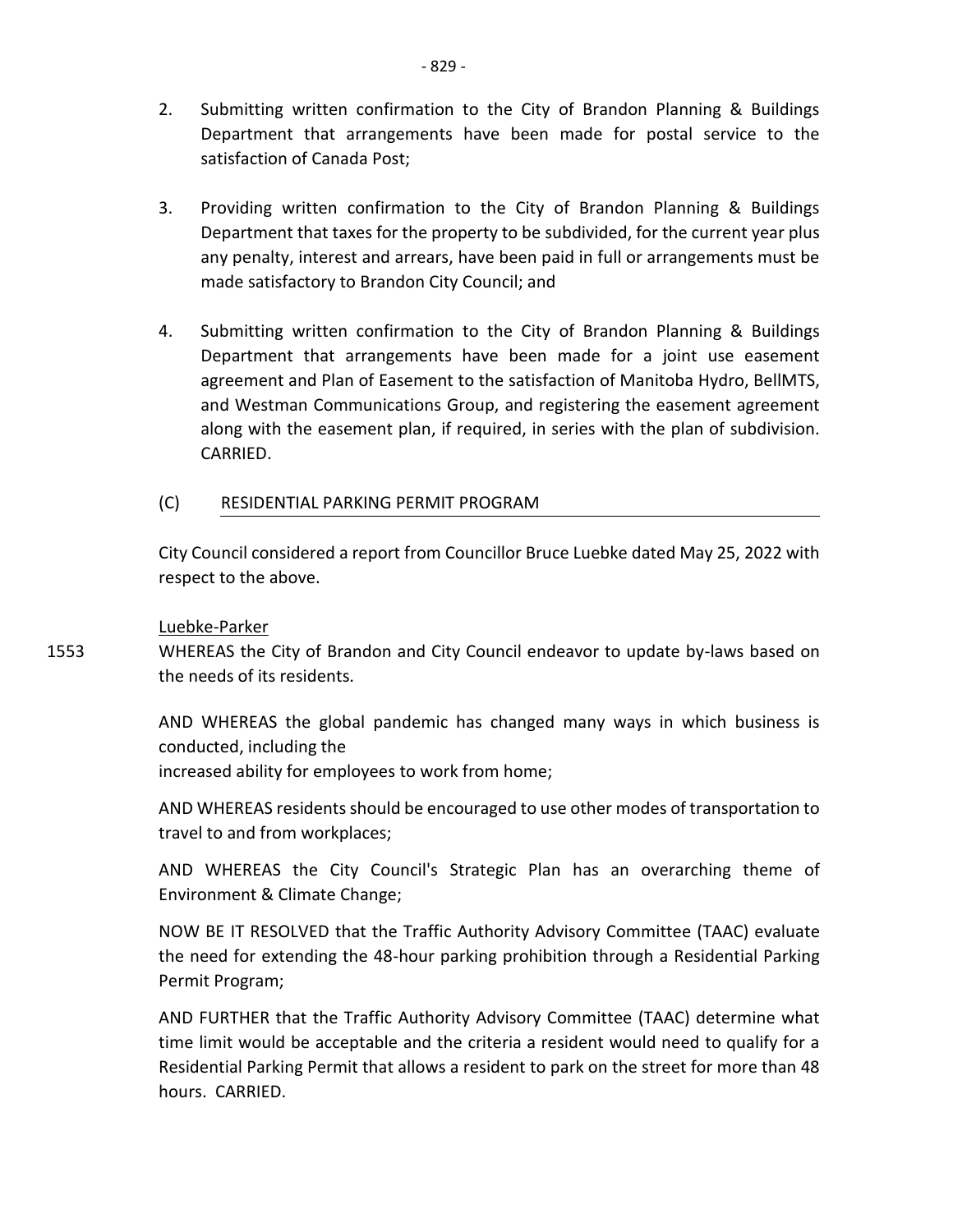2. Submitting written confirmation to the City of Brandon Planning & Buildings Department that arrangements have been made for postal service to the satisfaction of Canada Post;

3. Providing written confirmation to the City of Brandon Planning & Buildings Department that taxes for the property to be subdivided, for the current year plus any penalty, interest and arrears, have been paid in full or arrangements must be made satisfactory to Brandon City Council; and

4. Submitting written confirmation to the City of Brandon Planning & Buildings Department that arrangements have been made for a joint use easement agreement and Plan of Easement to the satisfaction of Manitoba Hydro, BellMTS, and Westman Communications Group, and registering the easement agreement along with the easement plan, if required, in series with the plan of subdivision. CARRIED.

(C) RESIDENTIAL PARKING PERMIT PROGRAM

City Council considered a report from Councillor Bruce Luebke dated May 25, 2022 with respect to the above.

Luebke-Parker

1553 WHEREAS the City of Brandon and City Council endeavor to update by-laws based on the needs of its residents.

AND WHEREAS the global pandemic has changed many ways in which business is conducted, including the
increased ability for employees to work from home;

AND WHEREAS residents should be encouraged to use other modes of transportation to travel to and from workplaces;

AND WHEREAS the City Council's Strategic Plan has an overarching theme of Environment & Climate Change;

NOW BE IT RESOLVED that the Traffic Authority Advisory Committee (TAAC) evaluate the need for extending the 48-hour parking prohibition through a Residential Parking Permit Program;

AND FURTHER that the Traffic Authority Advisory Committee (TAAC) determine what time limit would be acceptable and the criteria a resident would need to qualify for a Residential Parking Permit that allows a resident to park on the street for more than 48 hours. CARRIED.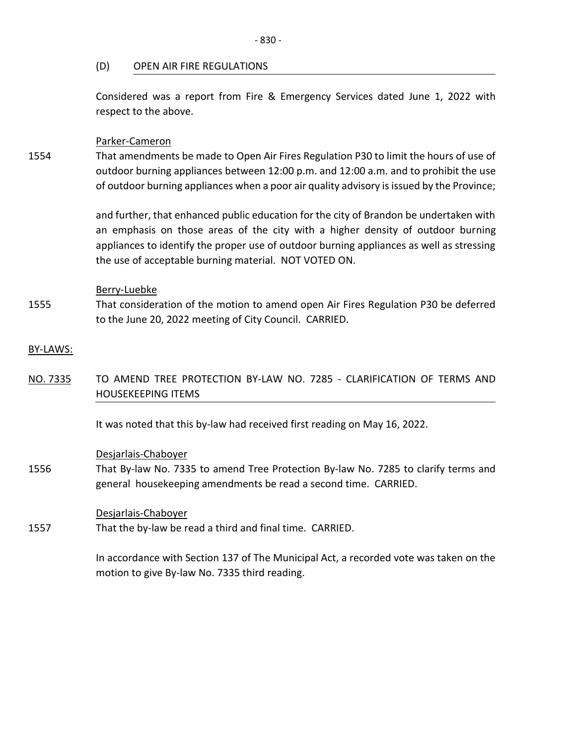### (D) OPEN AIR FIRE REGULATIONS

Considered was a report from Fire & Emergency Services dated June 1, 2022 with respect to the above.

Parker-Cameron

1554 That amendments be made to Open Air Fires Regulation P30 to limit the hours of use of outdoor burning appliances between 12:00 p.m. and 12:00 a.m. and to prohibit the use of outdoor burning appliances when a poor air quality advisory is issued by the Province;

and further, that enhanced public education for the city of Brandon be undertaken with an emphasis on those areas of the city with a higher density of outdoor burning appliances to identify the proper use of outdoor burning appliances as well as stressing the use of acceptable burning material. NOT VOTED ON.

Berry-Luebke

1555 That consideration of the motion to amend open Air Fires Regulation P30 be deferred to the June 20, 2022 meeting of City Council. CARRIED.

## BY-LAWS:

### NO. 7335 TO AMEND TREE PROTECTION BY-LAW NO. 7285 - CLARIFICATION OF TERMS AND HOUSEKEEPING ITEMS

It was noted that this by-law had received first reading on May 16, 2022.

Desjarlais-Chaboyer

1556 That By-law No. 7335 to amend Tree Protection By-law No. 7285 to clarify terms and general housekeeping amendments be read a second time. CARRIED.

Desjarlais-Chaboyer

1557 That the by-law be read a third and final time. CARRIED.

In accordance with Section 137 of The Municipal Act, a recorded vote was taken on the motion to give By-law No. 7335 third reading.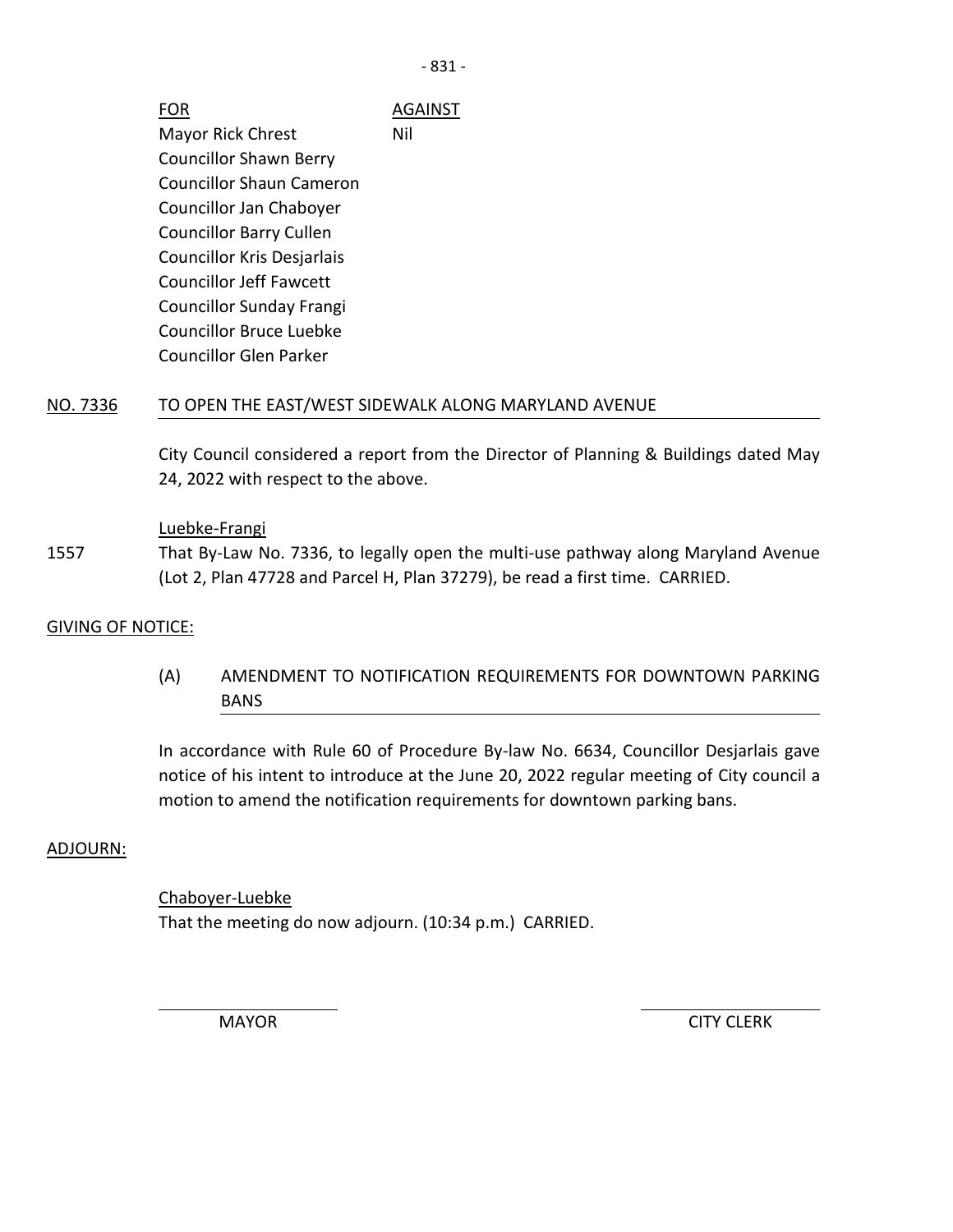| FOR | AGAINST |
|---|---|
| Mayor Rick Chrest | Nil |
| Councillor Shawn Berry | |
| Councillor Shaun Cameron | |
| Councillor Jan Chaboyer | |
| Councillor Barry Cullen | |
| Councillor Kris Desjarlais | |
| Councillor Jeff Fawcett | |
| Councillor Sunday Frangi | |
| Councillor Bruce Luebke | |
| Councillor Glen Parker | |

NO. 7336 TO OPEN THE EAST/WEST SIDEWALK ALONG MARYLAND AVENUE

City Council considered a report from the Director of Planning & Buildings dated May 24, 2022 with respect to the above.

Luebke-Frangi

1557 That By-Law No. 7336, to legally open the multi-use pathway along Maryland Avenue (Lot 2, Plan 47728 and Parcel H, Plan 37279), be read a first time. CARRIED.

GIVING OF NOTICE:

(A) AMENDMENT TO NOTIFICATION REQUIREMENTS FOR DOWNTOWN PARKING BANS

In accordance with Rule 60 of Procedure By-law No. 6634, Councillor Desjarlais gave notice of his intent to introduce at the June 20, 2022 regular meeting of City council a motion to amend the notification requirements for downtown parking bans.

ADJOURN:

Chaboyer-Luebke

That the meeting do now adjourn. (10:34 p.m.) CARRIED.

MAYOR

CITY CLERK